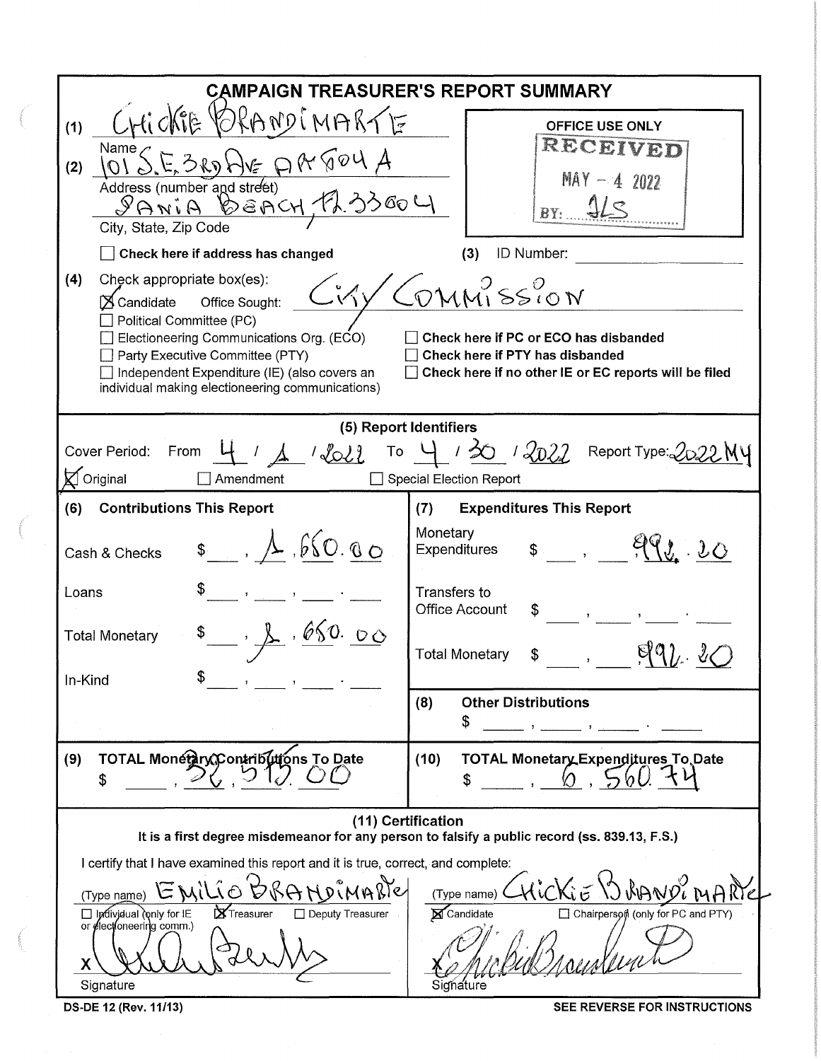# CAMPAIGN TREASURER'S REPORT SUMMARY

(1) CHICKIE BRANDIMARTE
Name

(2) 101 S.E. 3RD AVE APT 604 A
Address (number and street)

SANIA BEACH, FL 33004
City, State, Zip Code

OFFICE USE ONLY
RECEIVED
MAY - 4 2022
BY: JLS

☐ Check here if address has changed

(3) ID Number: ______

(4) Check appropriate box(es):

☒ Candidate Office Sought: City Commission

☐ Political Committee (PC)

☐ Electioneering Communications Org. (ECO)

☐ Party Executive Committee (PTY)

☐ Independent Expenditure (IE) (also covers an individual making electioneering communications)

☐ Check here if PC or ECO has disbanded

☐ Check here if PTY has disbanded

☐ Check here if no other IE or EC reports will be filed

## (5) Report Identifiers

Cover Period: From 4 / 1 / 2022 To 4 / 30 / 2022 Report Type: 2022 M4

☒ Original ☐ Amendment ☐ Special Election Report

| (6) Contributions This Report | | (7) Expenditures This Report | |
|---|---|---|---|
| Cash & Checks | $ 1,650.00 | Monetary Expenditures | $ 992.20 |
| Loans | $ | Transfers to Office Account | $ |
| Total Monetary | $ 1,650.00 | Total Monetary | $ 992.20 |
| In-Kind | $ | (8) Other Distributions | $ |

| (9) TOTAL Monetary Contributions To Date | (10) TOTAL Monetary Expenditures To Date |
|---|---|
| $ 32,515.00 | $ 6,560.74 |

## (11) Certification

**It is a first degree misdemeanor for any person to falsify a public record (ss. 839.13, F.S.)**

I certify that I have examined this report and it is true, correct, and complete:

(Type name) EMILIO BRANDIMARTE

☐ Individual (only for IE or electioneering comm.) ☒ Treasurer ☐ Deputy Treasurer

X [Signature]

Signature

(Type name) CHICKIE BRANDIMARTE

☒ Candidate ☐ Chairperson (only for PC and PTY)

X [Signature]

Signature

DS-DE 12 (Rev. 11/13)

SEE REVERSE FOR INSTRUCTIONS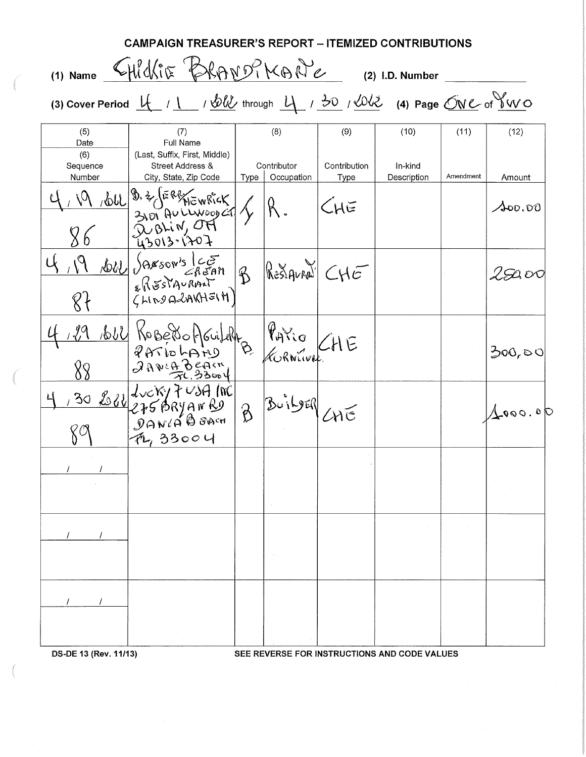## CAMPAIGN TREASURER'S REPORT – ITEMIZED CONTRIBUTIONS

(1) Name CHICKIE BRANDIMARTE (2) I.D. Number

(3) Cover Period 4 / 1 / 2012 through 4 / 30 / 2012 (4) Page One of Two

| (5) Date / (6) Sequence Number | (7) Full Name (Last, Suffix, First, Middle) Street Address & City, State, Zip Code | (8) Contributor Type | (8) Contributor Occupation | (9) Contribution Type | (10) In-kind Description | (11) Amendment | (12) Amount |
|---|---|---|---|---|---|---|---|
| 4 / 19 / 2012 / 86 | B. & JERRY NEWRICK 3101 AULLWOOD CT. DUBLIN, OH 43013-1707 | I | R. | CHE | | | 100.00 |
| 4 / 19 / 2012 / 87 | JASSON'S ICE CREAM & RESTAURANT (LINDA ALAKHEIM) | B | RESTAURANT | CHE | | | 250.00 |
| 4 / 29 / 2012 / 88 | ROBERTO AGUILAR PATIOLAND DANIA BEACH FL. 33004 | B | PATIO FURNITURE | CHE | | | 300.00 |
| 4 / 30 / 2012 / 89 | LUCKY 7 USA INC 275 BRYAN RD DANIA BEACH FL, 33004 | B | BUILDER | CHE | | | 1000.00 |
| / / | | | | | | | |
| / / | | | | | | | |
| / / | | | | | | | |

DS-DE 13 (Rev. 11/13) SEE REVERSE FOR INSTRUCTIONS AND CODE VALUES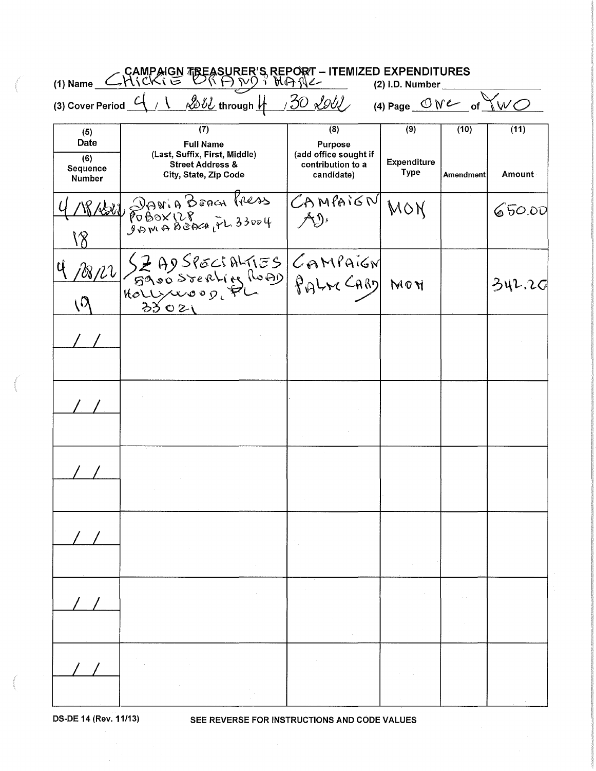# CAMPAIGN TREASURER'S REPORT – ITEMIZED EXPENDITURES

(1) Name CHICKIE BRANDIMARTE (2) I.D. Number

(3) Cover Period 4 / 1 / 2022 through 4 / 30 / 2022 (4) Page ONE of TWO

| (5) Date / (6) Sequence Number | (7) Full Name (Last, Suffix, First, Middle) Street Address & City, State, Zip Code | (8) Purpose (add office sought if contribution to a candidate) | (9) Expenditure Type | (10) Amendment | (11) Amount |
|---|---|---|---|---|---|
| 4/18/2022 / 18 | DANIA BEACH PRESS PO BOX 128 DANIA BEACH, FL 33004 | CAMPAIGN AD. | MON | | 650.00 |
| 4/28/22 / 19 | SZ AD SPECIALTIES 5900 STERLING ROAD HOLLYWOOD, FL 33021 | CAMPAIGN PALM CARD | MON | | 342.20 |
| / / | | | | | |
| / / | | | | | |
| / / | | | | | |
| / / | | | | | |
| / / | | | | | |
| / / | | | | | |

DS-DE 14 (Rev. 11/13) SEE REVERSE FOR INSTRUCTIONS AND CODE VALUES